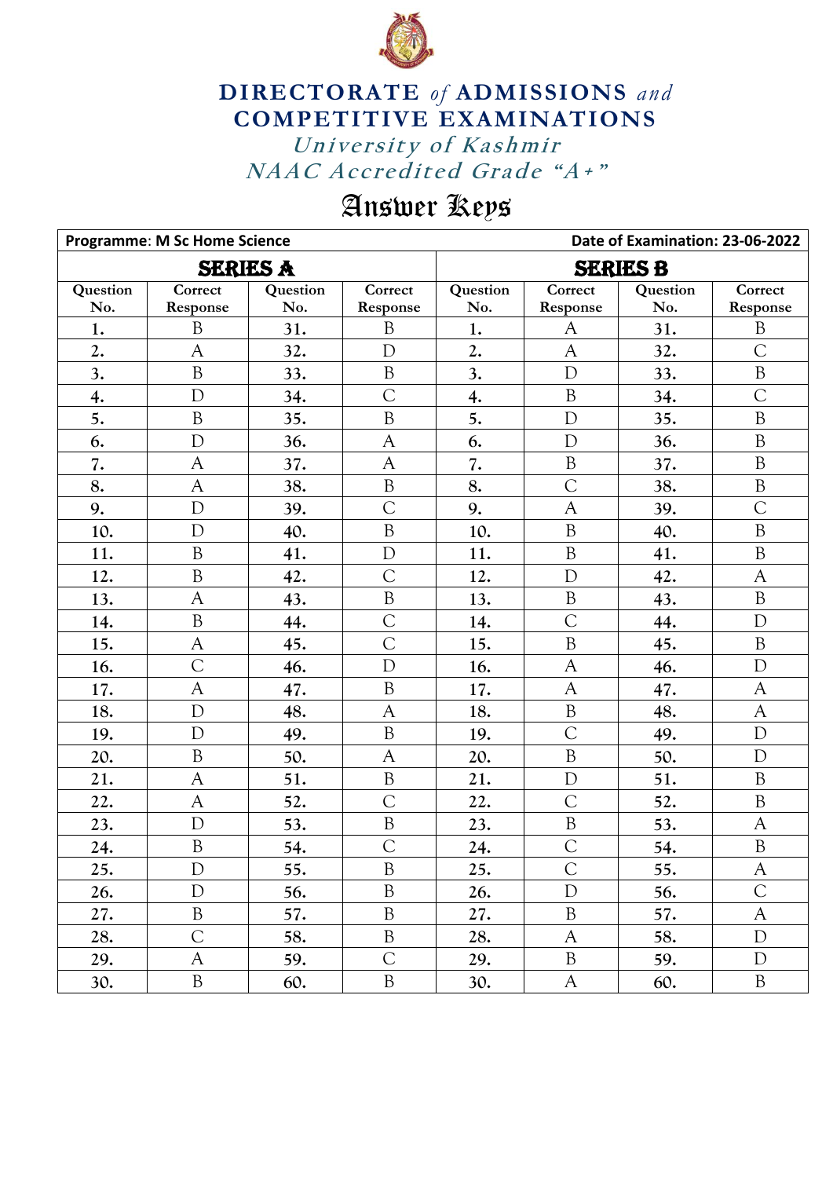# DIRECTORATE *of* ADMISSIONS *and* COMPETITIVE EXAMINATIONS

*University of Kashmir*

*NAAC Accredited Grade "A+"*

## Answer Keys

| **Programme: M Sc Home Science** | | | | | | | **Date of Examination: 23-06-2022** |
|---|---|---|---|---|---|---|---|
| **SERIES A** | | | | **SERIES B** | | | |
| **Question No.** | **Correct Response** | **Question No.** | **Correct Response** | **Question No.** | **Correct Response** | **Question No.** | **Correct Response** |
| 1. | B | 31. | B | 1. | A | 31. | B |
| 2. | A | 32. | D | 2. | A | 32. | C |
| 3. | B | 33. | B | 3. | D | 33. | B |
| 4. | D | 34. | C | 4. | B | 34. | C |
| 5. | B | 35. | B | 5. | D | 35. | B |
| 6. | D | 36. | A | 6. | D | 36. | B |
| 7. | A | 37. | A | 7. | B | 37. | B |
| 8. | A | 38. | B | 8. | C | 38. | B |
| 9. | D | 39. | C | 9. | A | 39. | C |
| 10. | D | 40. | B | 10. | B | 40. | B |
| 11. | B | 41. | D | 11. | B | 41. | B |
| 12. | B | 42. | C | 12. | D | 42. | A |
| 13. | A | 43. | B | 13. | B | 43. | B |
| 14. | B | 44. | C | 14. | C | 44. | D |
| 15. | A | 45. | C | 15. | B | 45. | B |
| 16. | C | 46. | D | 16. | A | 46. | D |
| 17. | A | 47. | B | 17. | A | 47. | A |
| 18. | D | 48. | A | 18. | B | 48. | A |
| 19. | D | 49. | B | 19. | C | 49. | D |
| 20. | B | 50. | A | 20. | B | 50. | D |
| 21. | A | 51. | B | 21. | D | 51. | B |
| 22. | A | 52. | C | 22. | C | 52. | B |
| 23. | D | 53. | B | 23. | B | 53. | A |
| 24. | B | 54. | C | 24. | C | 54. | B |
| 25. | D | 55. | B | 25. | C | 55. | A |
| 26. | D | 56. | B | 26. | D | 56. | C |
| 27. | B | 57. | B | 27. | B | 57. | A |
| 28. | C | 58. | B | 28. | A | 58. | D |
| 29. | A | 59. | C | 29. | B | 59. | D |
| 30. | B | 60. | B | 30. | A | 60. | B |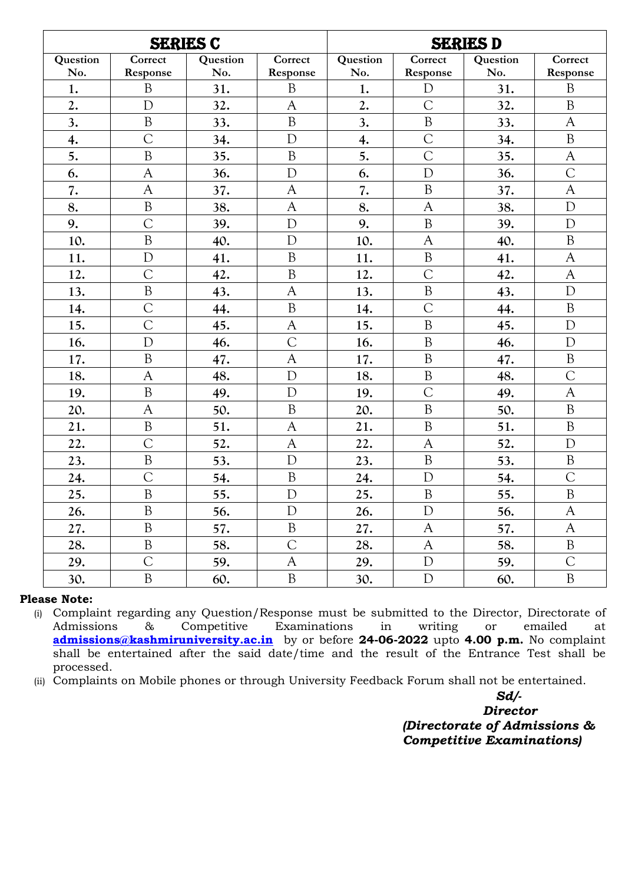| SERIES C | | | | SERIES D | | | |
|---|---|---|---|---|---|---|---|
| Question No. | Correct Response | Question No. | Correct Response | Question No. | Correct Response | Question No. | Correct Response |
| 1. | B | 31. | B | 1. | D | 31. | B |
| 2. | D | 32. | A | 2. | C | 32. | B |
| 3. | B | 33. | B | 3. | B | 33. | A |
| 4. | C | 34. | D | 4. | C | 34. | B |
| 5. | B | 35. | B | 5. | C | 35. | A |
| 6. | A | 36. | D | 6. | D | 36. | C |
| 7. | A | 37. | A | 7. | B | 37. | A |
| 8. | B | 38. | A | 8. | A | 38. | D |
| 9. | C | 39. | D | 9. | B | 39. | D |
| 10. | B | 40. | D | 10. | A | 40. | B |
| 11. | D | 41. | B | 11. | B | 41. | A |
| 12. | C | 42. | B | 12. | C | 42. | A |
| 13. | B | 43. | A | 13. | B | 43. | D |
| 14. | C | 44. | B | 14. | C | 44. | B |
| 15. | C | 45. | A | 15. | B | 45. | D |
| 16. | D | 46. | C | 16. | B | 46. | D |
| 17. | B | 47. | A | 17. | B | 47. | B |
| 18. | A | 48. | D | 18. | B | 48. | C |
| 19. | B | 49. | D | 19. | C | 49. | A |
| 20. | A | 50. | B | 20. | B | 50. | B |
| 21. | B | 51. | A | 21. | B | 51. | B |
| 22. | C | 52. | A | 22. | A | 52. | D |
| 23. | B | 53. | D | 23. | B | 53. | B |
| 24. | C | 54. | B | 24. | D | 54. | C |
| 25. | B | 55. | D | 25. | B | 55. | B |
| 26. | B | 56. | D | 26. | D | 56. | A |
| 27. | B | 57. | B | 27. | A | 57. | A |
| 28. | B | 58. | C | 28. | A | 58. | B |
| 29. | C | 59. | A | 29. | D | 59. | C |
| 30. | B | 60. | B | 30. | D | 60. | B |

**Please Note:**

(i) Complaint regarding any Question/Response must be submitted to the Director, Directorate of Admissions & Competitive Examinations in writing or emailed at **admissions@kashmiruniversity.ac.in** by or before **24-06-2022** upto **4.00 p.m.** No complaint shall be entertained after the said date/time and the result of the Entrance Test shall be processed.

(ii) Complaints on Mobile phones or through University Feedback Forum shall not be entertained.

***Sd/-***
***Director***
***(Directorate of Admissions & Competitive Examinations)***